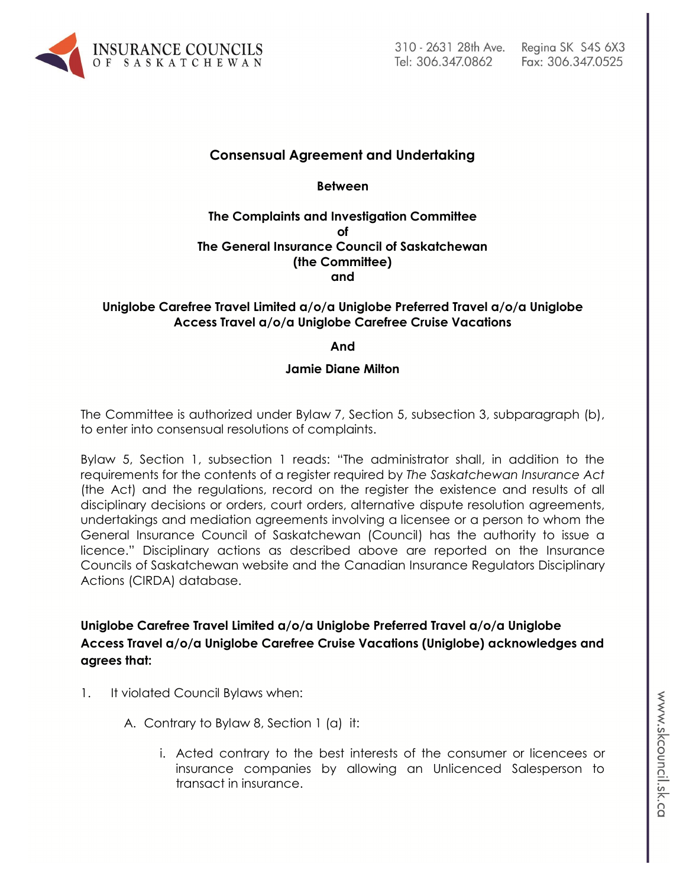## Consensual Agreement and Undertaking

**Between**

**The Complaints and Investigation Committee**
**of**
**The General Insurance Council of Saskatchewan**
**(the Committee)**
**and**

**Uniglobe Carefree Travel Limited a/o/a Uniglobe Preferred Travel a/o/a Uniglobe Access Travel a/o/a Uniglobe Carefree Cruise Vacations**

**And**

**Jamie Diane Milton**

The Committee is authorized under Bylaw 7, Section 5, subsection 3, subparagraph (b), to enter into consensual resolutions of complaints.

Bylaw 5, Section 1, subsection 1 reads: "The administrator shall, in addition to the requirements for the contents of a register required by *The Saskatchewan Insurance Act* (the Act) and the regulations, record on the register the existence and results of all disciplinary decisions or orders, court orders, alternative dispute resolution agreements, undertakings and mediation agreements involving a licensee or a person to whom the General Insurance Council of Saskatchewan (Council) has the authority to issue a licence." Disciplinary actions as described above are reported on the Insurance Councils of Saskatchewan website and the Canadian Insurance Regulators Disciplinary Actions (CIRDA) database.

**Uniglobe Carefree Travel Limited a/o/a Uniglobe Preferred Travel a/o/a Uniglobe Access Travel a/o/a Uniglobe Carefree Cruise Vacations (Uniglobe) acknowledges and agrees that:**

1. It violated Council Bylaws when:

   A. Contrary to Bylaw 8, Section 1 (a) it:

      i. Acted contrary to the best interests of the consumer or licencees or insurance companies by allowing an Unlicenced Salesperson to transact in insurance.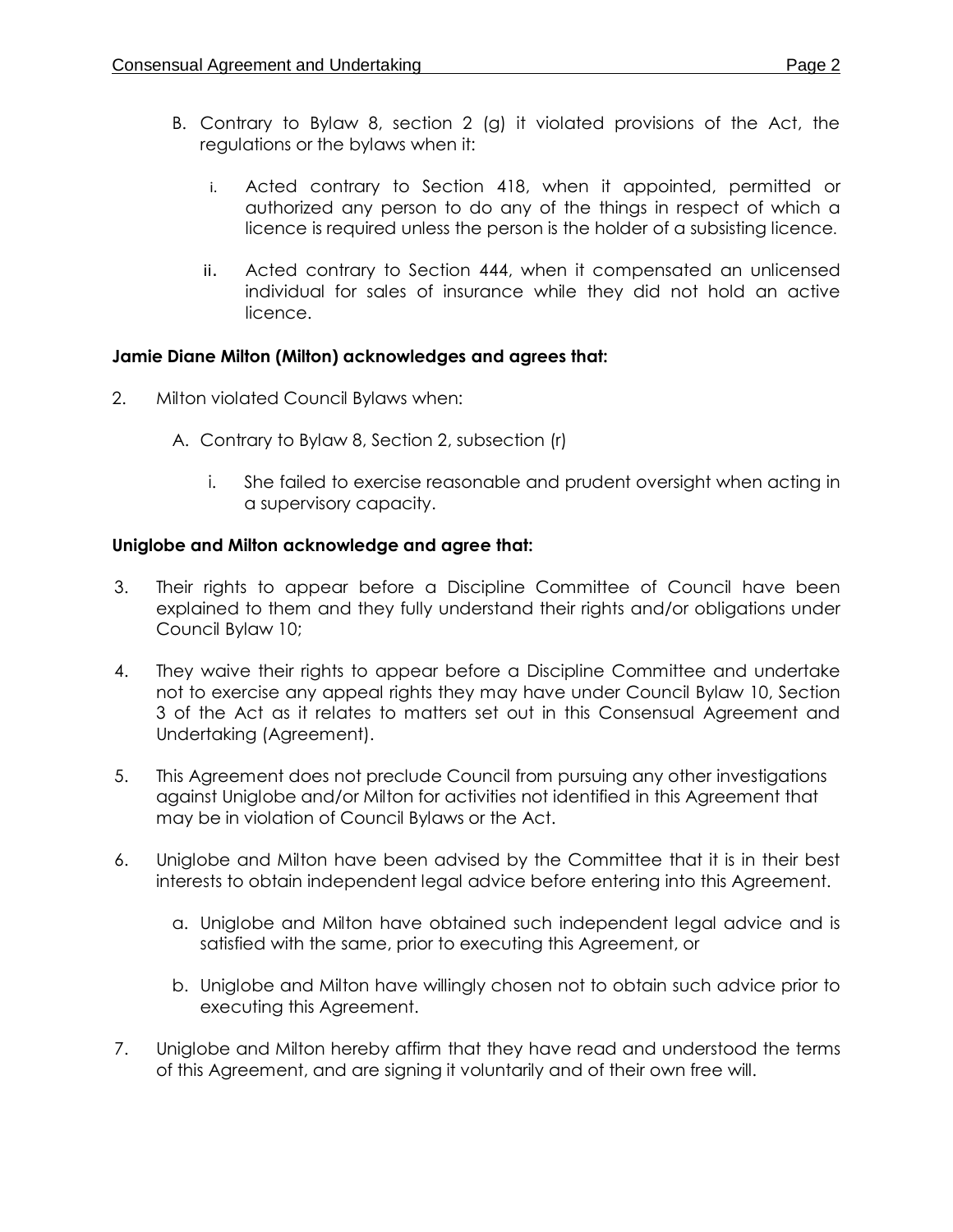B. Contrary to Bylaw 8, section 2 (g) it violated provisions of the Act, the regulations or the bylaws when it:

   i. Acted contrary to Section 418, when it appointed, permitted or authorized any person to do any of the things in respect of which a licence is required unless the person is the holder of a subsisting licence.

   ii. Acted contrary to Section 444, when it compensated an unlicensed individual for sales of insurance while they did not hold an active licence.

**Jamie Diane Milton (Milton) acknowledges and agrees that:**

2. Milton violated Council Bylaws when:

   A. Contrary to Bylaw 8, Section 2, subsection (r)

      i. She failed to exercise reasonable and prudent oversight when acting in a supervisory capacity.

**Uniglobe and Milton acknowledge and agree that:**

3. Their rights to appear before a Discipline Committee of Council have been explained to them and they fully understand their rights and/or obligations under Council Bylaw 10;

4. They waive their rights to appear before a Discipline Committee and undertake not to exercise any appeal rights they may have under Council Bylaw 10, Section 3 of the Act as it relates to matters set out in this Consensual Agreement and Undertaking (Agreement).

5. This Agreement does not preclude Council from pursuing any other investigations against Uniglobe and/or Milton for activities not identified in this Agreement that may be in violation of Council Bylaws or the Act.

6. Uniglobe and Milton have been advised by the Committee that it is in their best interests to obtain independent legal advice before entering into this Agreement.

   a. Uniglobe and Milton have obtained such independent legal advice and is satisfied with the same, prior to executing this Agreement, or

   b. Uniglobe and Milton have willingly chosen not to obtain such advice prior to executing this Agreement.

7. Uniglobe and Milton hereby affirm that they have read and understood the terms of this Agreement, and are signing it voluntarily and of their own free will.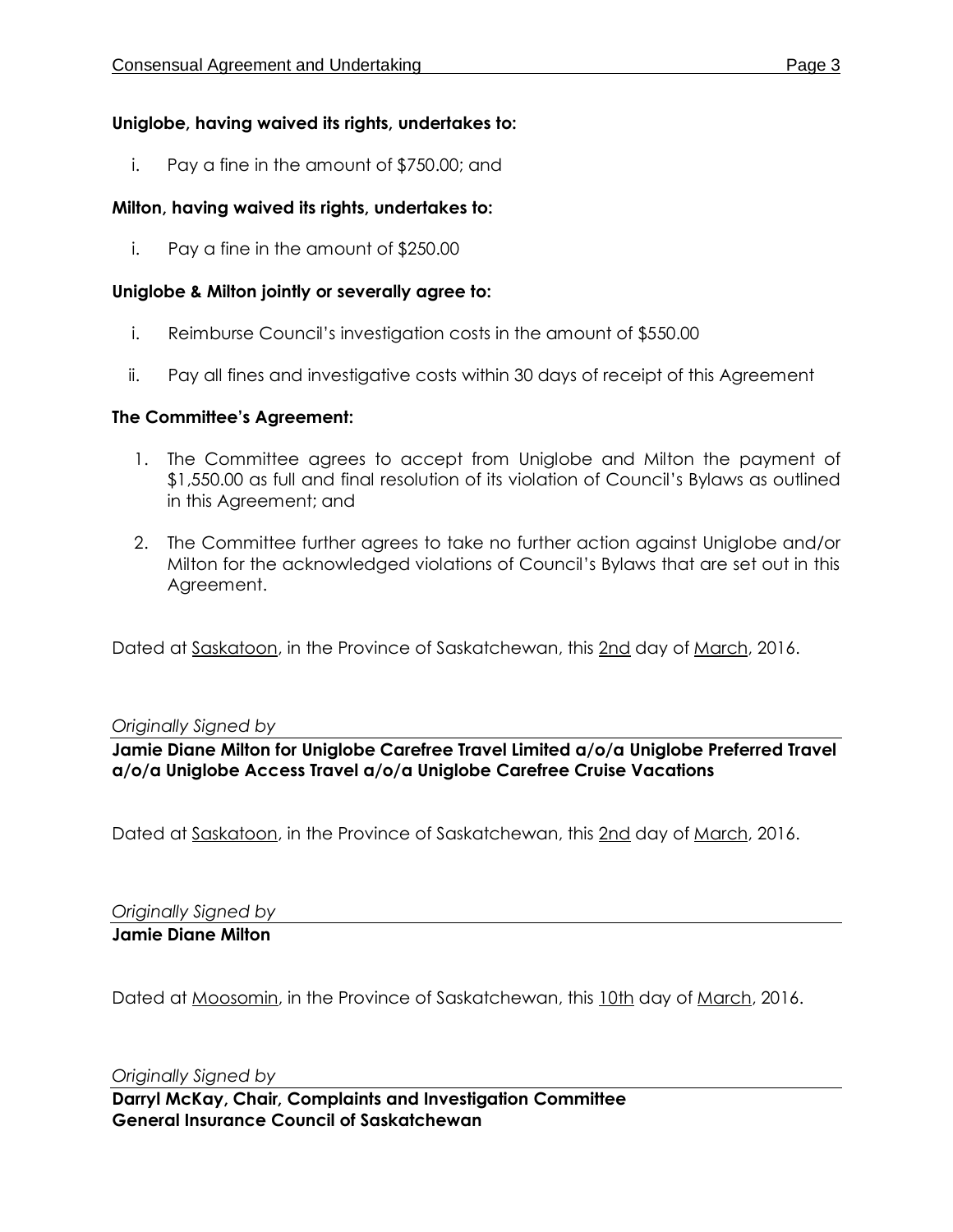**Uniglobe, having waived its rights, undertakes to:**

i. Pay a fine in the amount of $750.00; and

**Milton, having waived its rights, undertakes to:**

i. Pay a fine in the amount of $250.00

**Uniglobe & Milton jointly or severally agree to:**

i. Reimburse Council's investigation costs in the amount of $550.00

ii. Pay all fines and investigative costs within 30 days of receipt of this Agreement

**The Committee's Agreement:**

1. The Committee agrees to accept from Uniglobe and Milton the payment of $1,550.00 as full and final resolution of its violation of Council's Bylaws as outlined in this Agreement; and

2. The Committee further agrees to take no further action against Uniglobe and/or Milton for the acknowledged violations of Council's Bylaws that are set out in this Agreement.

Dated at Saskatoon, in the Province of Saskatchewan, this 2nd day of March, 2016.

*Originally Signed by*

**Jamie Diane Milton for Uniglobe Carefree Travel Limited a/o/a Uniglobe Preferred Travel a/o/a Uniglobe Access Travel a/o/a Uniglobe Carefree Cruise Vacations**

Dated at Saskatoon, in the Province of Saskatchewan, this 2nd day of March, 2016.

*Originally Signed by*

**Jamie Diane Milton**

Dated at Moosomin, in the Province of Saskatchewan, this 10th day of March, 2016.

*Originally Signed by*

**Darryl McKay, Chair, Complaints and Investigation Committee**
**General Insurance Council of Saskatchewan**